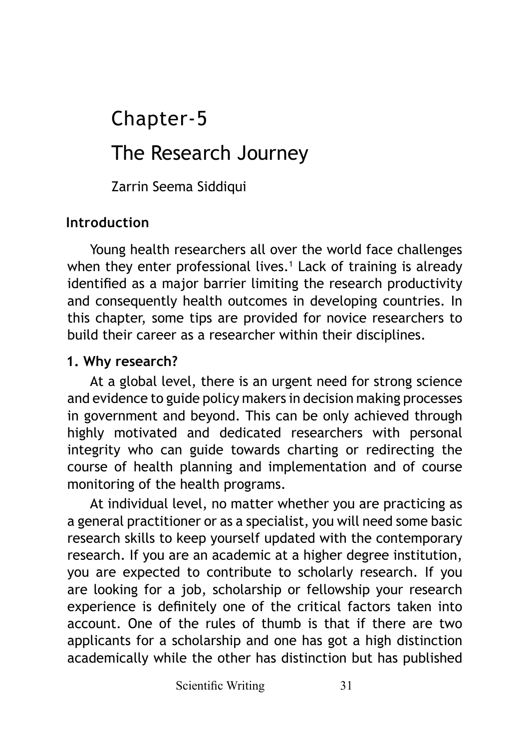# Chapter-5

# The Research Journey

Zarrin Seema Siddiqui

## Introduction

Young health researchers all over the world face challenges when they enter professional lives.[1] Lack of training is already identified as a major barrier limiting the research productivity and consequently health outcomes in developing countries. In this chapter, some tips are provided for novice researchers to build their career as a researcher within their disciplines.

### 1. Why research?

At a global level, there is an urgent need for strong science and evidence to guide policy makers in decision making processes in government and beyond. This can be only achieved through highly motivated and dedicated researchers with personal integrity who can guide towards charting or redirecting the course of health planning and implementation and of course monitoring of the health programs.

At individual level, no matter whether you are practicing as a general practitioner or as a specialist, you will need some basic research skills to keep yourself updated with the contemporary research. If you are an academic at a higher degree institution, you are expected to contribute to scholarly research. If you are looking for a job, scholarship or fellowship your research experience is definitely one of the critical factors taken into account. One of the rules of thumb is that if there are two applicants for a scholarship and one has got a high distinction academically while the other has distinction but has published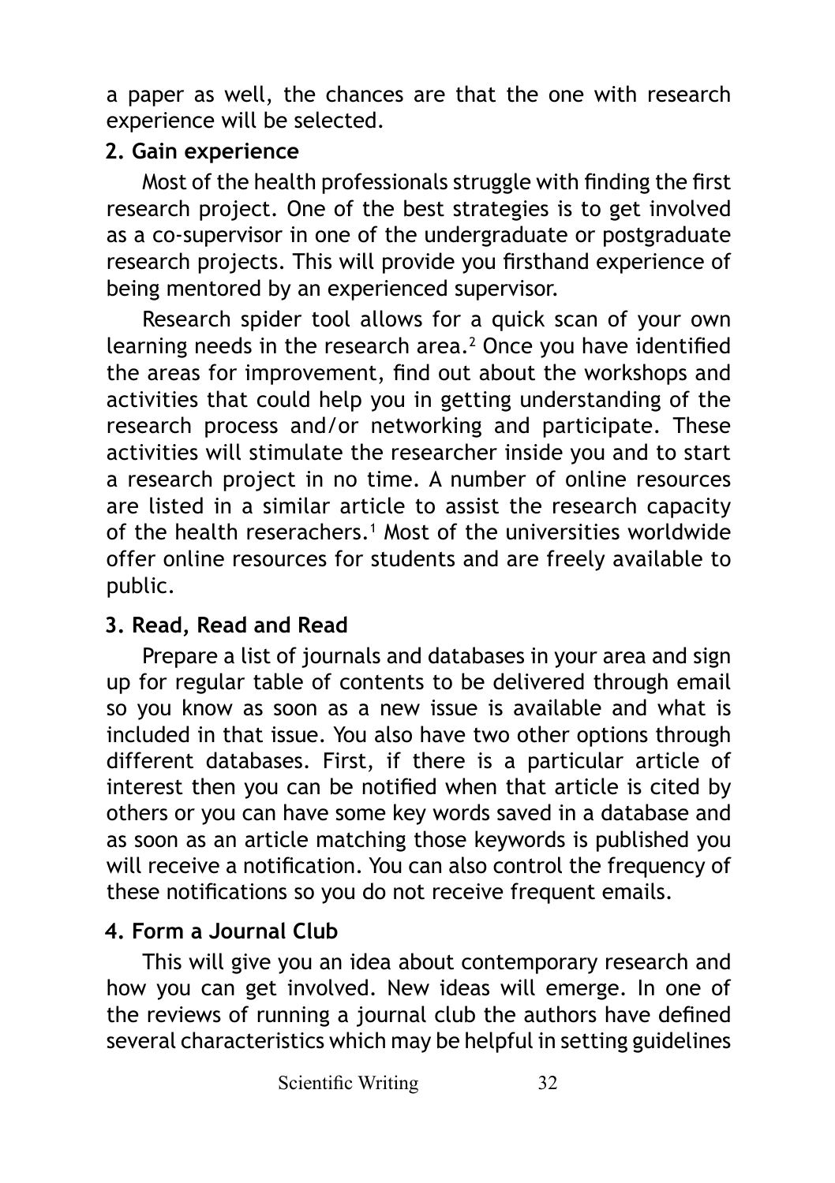a paper as well, the chances are that the one with research experience will be selected.

**2. Gain experience**

Most of the health professionals struggle with finding the first research project. One of the best strategies is to get involved as a co-supervisor in one of the undergraduate or postgraduate research projects. This will provide you firsthand experience of being mentored by an experienced supervisor.

Research spider tool allows for a quick scan of your own learning needs in the research area.[2] Once you have identified the areas for improvement, find out about the workshops and activities that could help you in getting understanding of the research process and/or networking and participate. These activities will stimulate the researcher inside you and to start a research project in no time. A number of online resources are listed in a similar article to assist the research capacity of the health reserachers.[1] Most of the universities worldwide offer online resources for students and are freely available to public.

**3. Read, Read and Read**

Prepare a list of journals and databases in your area and sign up for regular table of contents to be delivered through email so you know as soon as a new issue is available and what is included in that issue. You also have two other options through different databases. First, if there is a particular article of interest then you can be notified when that article is cited by others or you can have some key words saved in a database and as soon as an article matching those keywords is published you will receive a notification. You can also control the frequency of these notifications so you do not receive frequent emails.

**4. Form a Journal Club**

This will give you an idea about contemporary research and how you can get involved. New ideas will emerge. In one of the reviews of running a journal club the authors have defined several characteristics which may be helpful in setting guidelines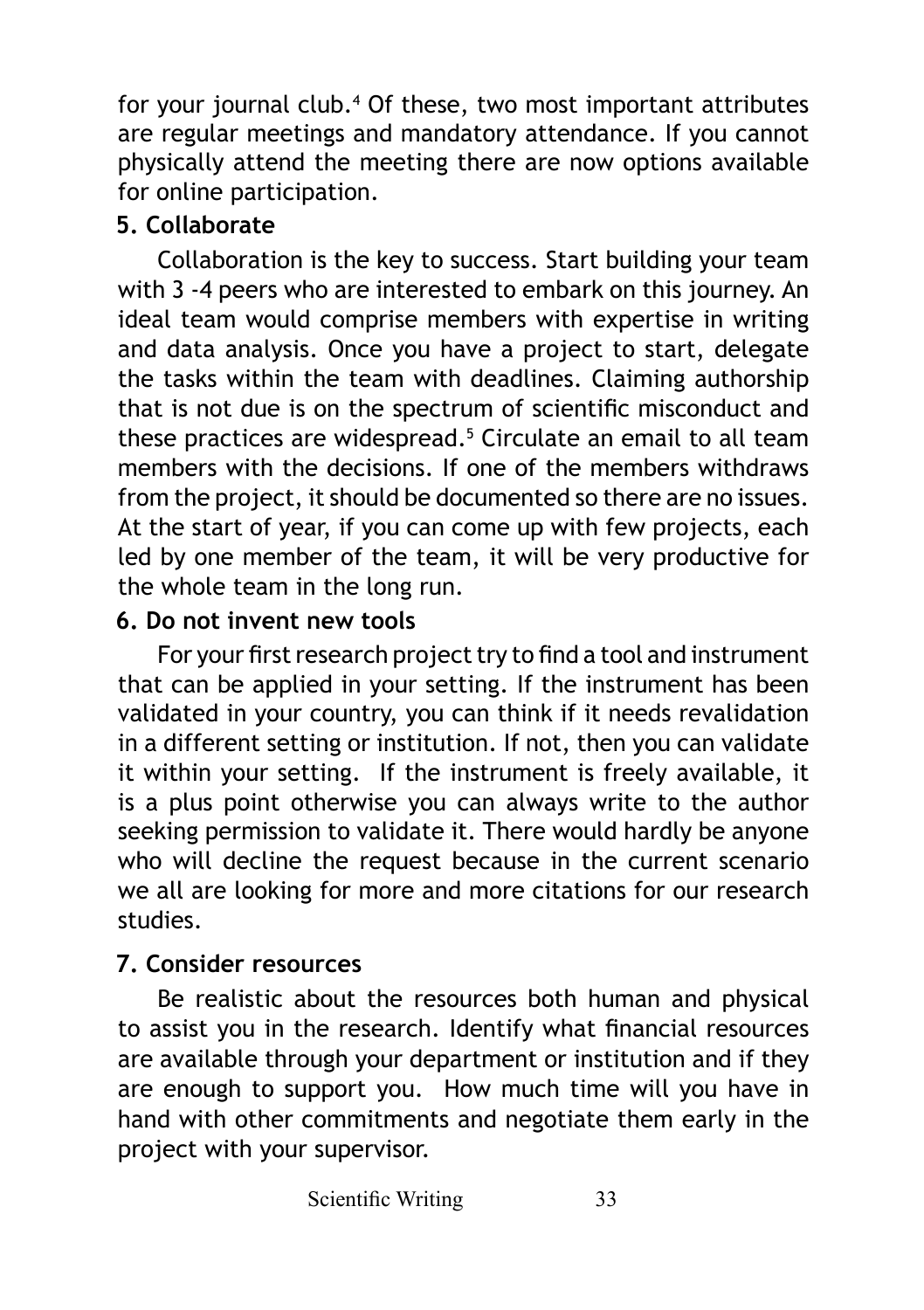for your journal club.[4] Of these, two most important attributes are regular meetings and mandatory attendance. If you cannot physically attend the meeting there are now options available for online participation.

### 5. Collaborate

Collaboration is the key to success. Start building your team with 3 -4 peers who are interested to embark on this journey. An ideal team would comprise members with expertise in writing and data analysis. Once you have a project to start, delegate the tasks within the team with deadlines. Claiming authorship that is not due is on the spectrum of scientific misconduct and these practices are widespread.[5] Circulate an email to all team members with the decisions. If one of the members withdraws from the project, it should be documented so there are no issues. At the start of year, if you can come up with few projects, each led by one member of the team, it will be very productive for the whole team in the long run.

### 6. Do not invent new tools

For your first research project try to find a tool and instrument that can be applied in your setting. If the instrument has been validated in your country, you can think if it needs revalidation in a different setting or institution. If not, then you can validate it within your setting. If the instrument is freely available, it is a plus point otherwise you can always write to the author seeking permission to validate it. There would hardly be anyone who will decline the request because in the current scenario we all are looking for more and more citations for our research studies.

### 7. Consider resources

Be realistic about the resources both human and physical to assist you in the research. Identify what financial resources are available through your department or institution and if they are enough to support you. How much time will you have in hand with other commitments and negotiate them early in the project with your supervisor.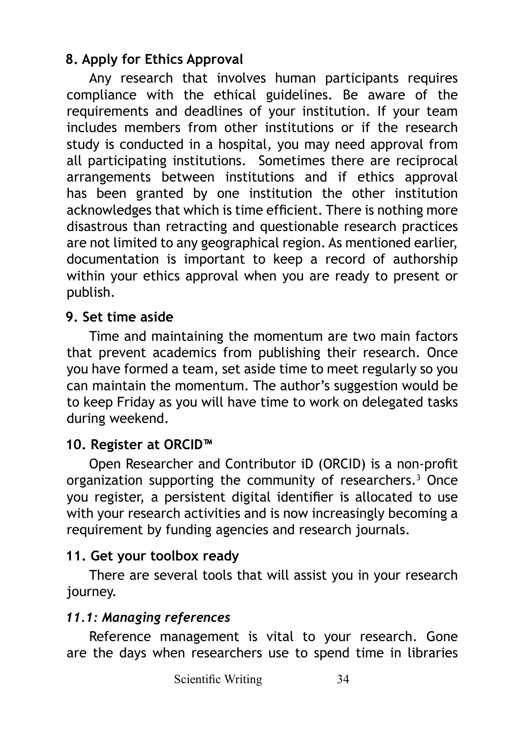### 8. Apply for Ethics Approval

Any research that involves human participants requires compliance with the ethical guidelines. Be aware of the requirements and deadlines of your institution. If your team includes members from other institutions or if the research study is conducted in a hospital, you may need approval from all participating institutions. Sometimes there are reciprocal arrangements between institutions and if ethics approval has been granted by one institution the other institution acknowledges that which is time efficient. There is nothing more disastrous than retracting and questionable research practices are not limited to any geographical region. As mentioned earlier, documentation is important to keep a record of authorship within your ethics approval when you are ready to present or publish.

### 9. Set time aside

Time and maintaining the momentum are two main factors that prevent academics from publishing their research. Once you have formed a team, set aside time to meet regularly so you can maintain the momentum. The author's suggestion would be to keep Friday as you will have time to work on delegated tasks during weekend.

### 10. Register at ORCID™

Open Researcher and Contributor iD (ORCID) is a non-profit organization supporting the community of researchers.[3] Once you register, a persistent digital identifier is allocated to use with your research activities and is now increasingly becoming a requirement by funding agencies and research journals.

### 11. Get your toolbox ready

There are several tools that will assist you in your research journey.

#### *11.1: Managing references*

Reference management is vital to your research. Gone are the days when researchers use to spend time in libraries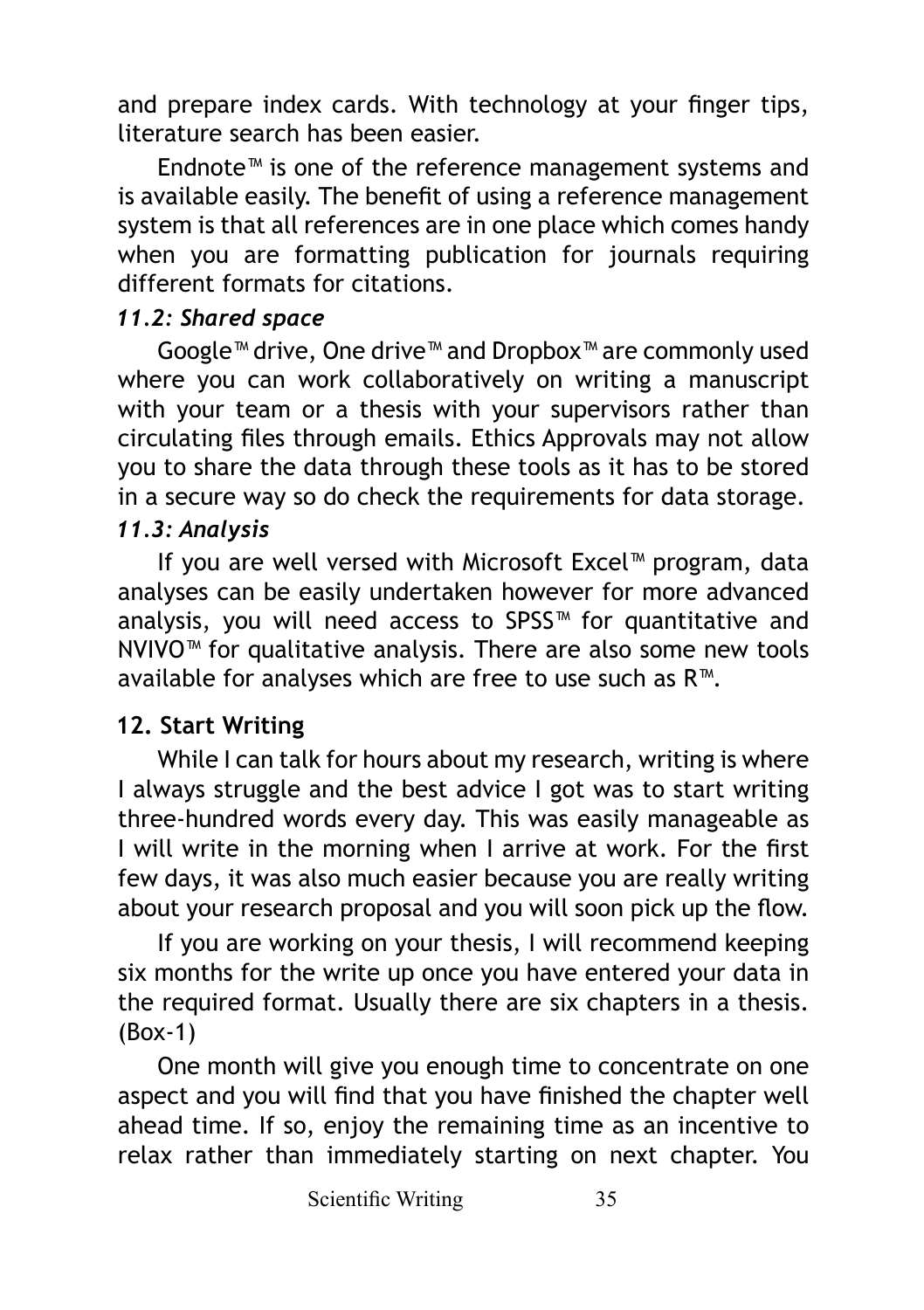and prepare index cards. With technology at your finger tips, literature search has been easier.

Endnote™ is one of the reference management systems and is available easily. The benefit of using a reference management system is that all references are in one place which comes handy when you are formatting publication for journals requiring different formats for citations.

### *11.2: Shared space*

Google™ drive, One drive™ and Dropbox™ are commonly used where you can work collaboratively on writing a manuscript with your team or a thesis with your supervisors rather than circulating files through emails. Ethics Approvals may not allow you to share the data through these tools as it has to be stored in a secure way so do check the requirements for data storage.

### *11.3: Analysis*

If you are well versed with Microsoft Excel™ program, data analyses can be easily undertaken however for more advanced analysis, you will need access to SPSS™ for quantitative and NVIVO™ for qualitative analysis. There are also some new tools available for analyses which are free to use such as R™.

## 12. Start Writing

While I can talk for hours about my research, writing is where I always struggle and the best advice I got was to start writing three-hundred words every day. This was easily manageable as I will write in the morning when I arrive at work. For the first few days, it was also much easier because you are really writing about your research proposal and you will soon pick up the flow.

If you are working on your thesis, I will recommend keeping six months for the write up once you have entered your data in the required format. Usually there are six chapters in a thesis. (Box-1)

One month will give you enough time to concentrate on one aspect and you will find that you have finished the chapter well ahead time. If so, enjoy the remaining time as an incentive to relax rather than immediately starting on next chapter. You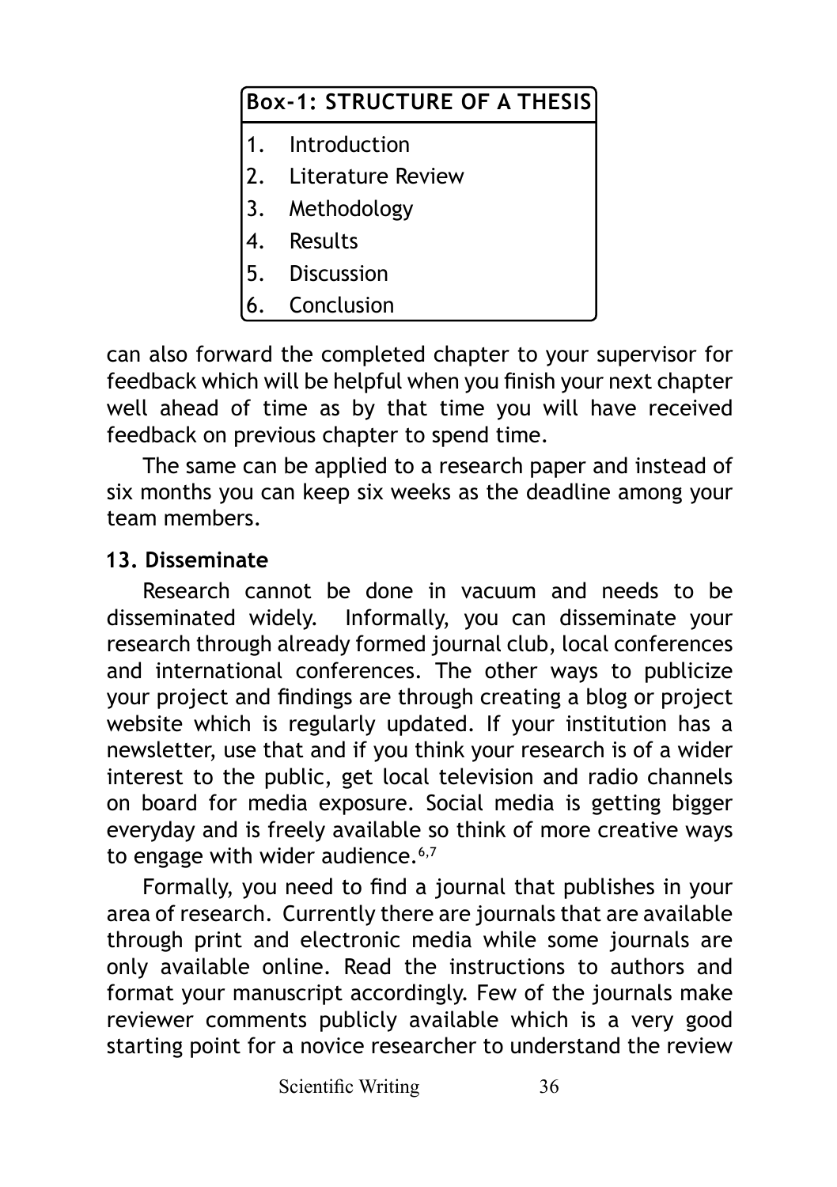| Box-1: STRUCTURE OF A THESIS |
| --- |
| 1. Introduction |
| 2. Literature Review |
| 3. Methodology |
| 4. Results |
| 5. Discussion |
| 6. Conclusion |

can also forward the completed chapter to your supervisor for feedback which will be helpful when you finish your next chapter well ahead of time as by that time you will have received feedback on previous chapter to spend time.

The same can be applied to a research paper and instead of six months you can keep six weeks as the deadline among your team members.

**13. Disseminate**

Research cannot be done in vacuum and needs to be disseminated widely. Informally, you can disseminate your research through already formed journal club, local conferences and international conferences. The other ways to publicize your project and findings are through creating a blog or project website which is regularly updated. If your institution has a newsletter, use that and if you think your research is of a wider interest to the public, get local television and radio channels on board for media exposure. Social media is getting bigger everyday and is freely available so think of more creative ways to engage with wider audience.[6,7]

Formally, you need to find a journal that publishes in your area of research. Currently there are journals that are available through print and electronic media while some journals are only available online. Read the instructions to authors and format your manuscript accordingly. Few of the journals make reviewer comments publicly available which is a very good starting point for a novice researcher to understand the review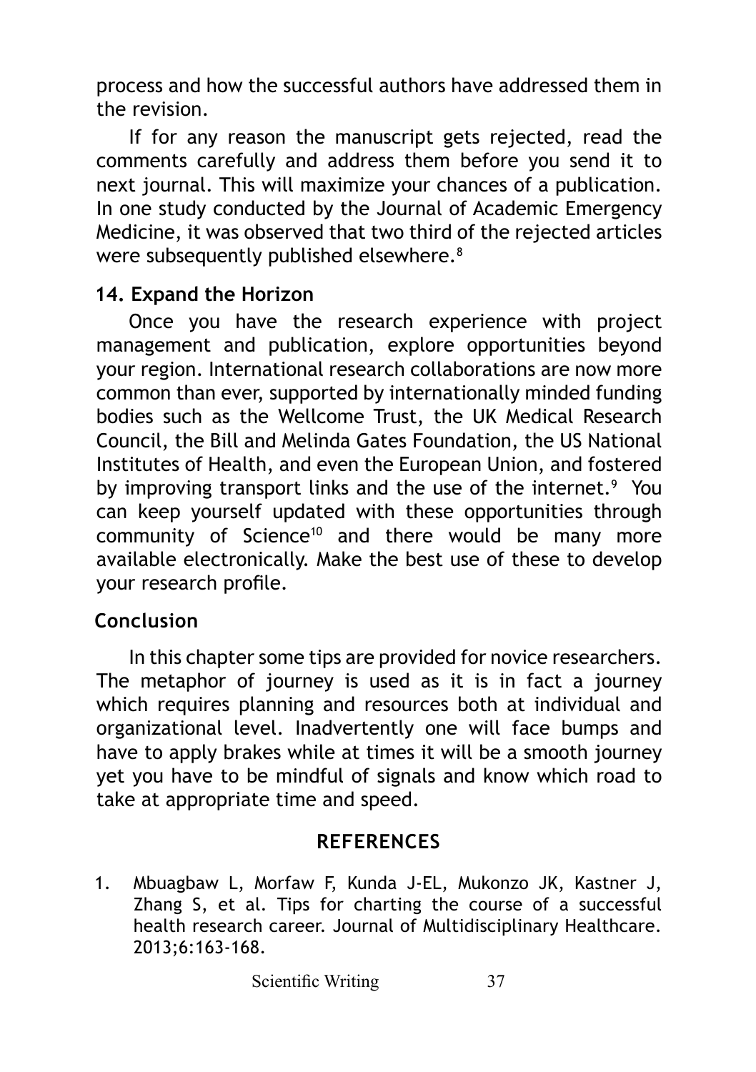process and how the successful authors have addressed them in the revision.

If for any reason the manuscript gets rejected, read the comments carefully and address them before you send it to next journal. This will maximize your chances of a publication. In one study conducted by the Journal of Academic Emergency Medicine, it was observed that two third of the rejected articles were subsequently published elsewhere.[8]

### 14. Expand the Horizon

Once you have the research experience with project management and publication, explore opportunities beyond your region. International research collaborations are now more common than ever, supported by internationally minded funding bodies such as the Wellcome Trust, the UK Medical Research Council, the Bill and Melinda Gates Foundation, the US National Institutes of Health, and even the European Union, and fostered by improving transport links and the use of the internet.[9] You can keep yourself updated with these opportunities through community of Science[10] and there would be many more available electronically. Make the best use of these to develop your research profile.

## Conclusion

In this chapter some tips are provided for novice researchers. The metaphor of journey is used as it is in fact a journey which requires planning and resources both at individual and organizational level. Inadvertently one will face bumps and have to apply brakes while at times it will be a smooth journey yet you have to be mindful of signals and know which road to take at appropriate time and speed.

## REFERENCES

1. Mbuagbaw L, Morfaw F, Kunda J-EL, Mukonzo JK, Kastner J, Zhang S, et al. Tips for charting the course of a successful health research career. Journal of Multidisciplinary Healthcare. 2013;6:163-168.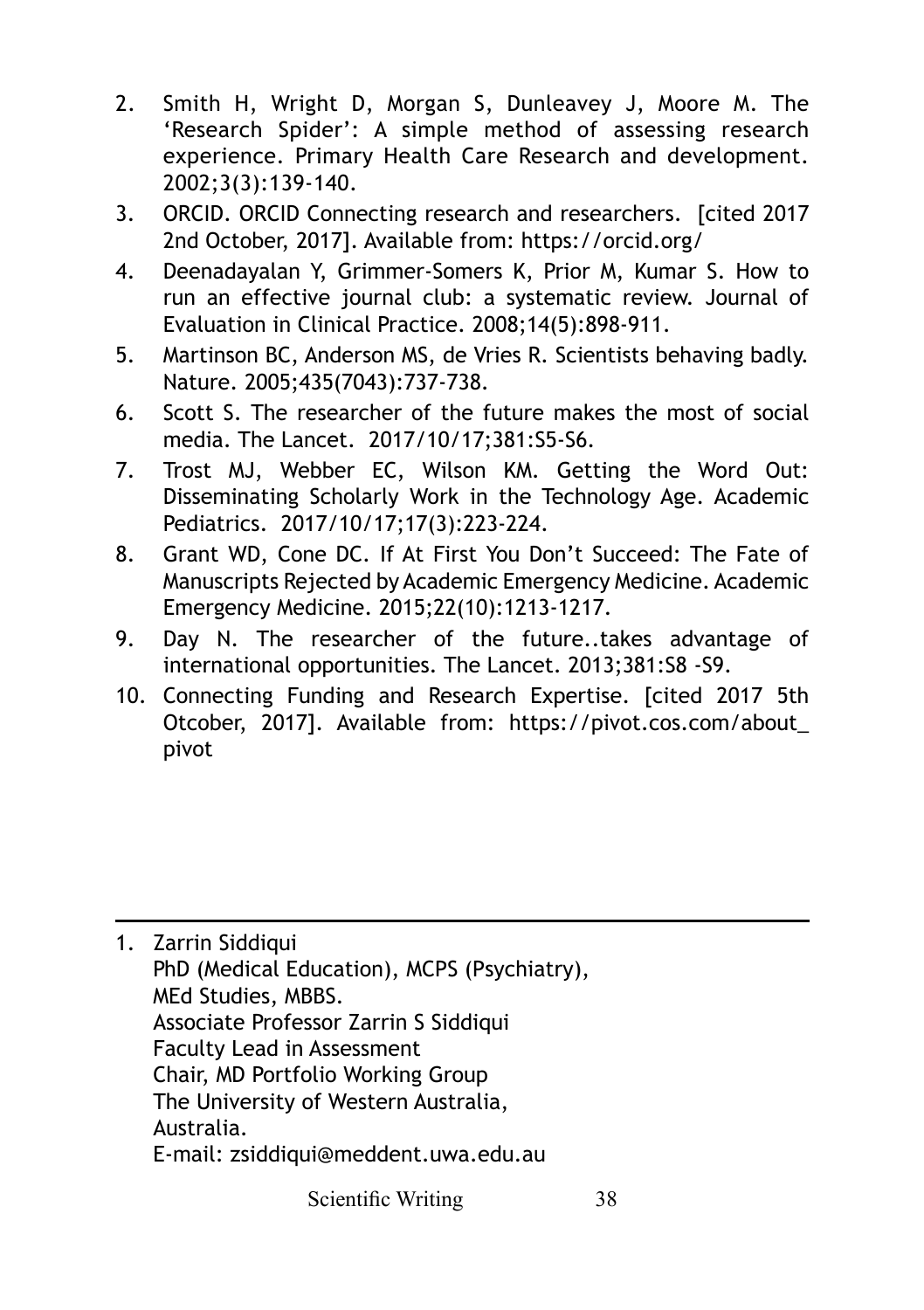2. Smith H, Wright D, Morgan S, Dunleavey J, Moore M. The 'Research Spider': A simple method of assessing research experience. Primary Health Care Research and development. 2002;3(3):139-140.
3. ORCID. ORCID Connecting research and researchers. [cited 2017 2nd October, 2017]. Available from: https://orcid.org/
4. Deenadayalan Y, Grimmer-Somers K, Prior M, Kumar S. How to run an effective journal club: a systematic review. Journal of Evaluation in Clinical Practice. 2008;14(5):898-911.
5. Martinson BC, Anderson MS, de Vries R. Scientists behaving badly. Nature. 2005;435(7043):737-738.
6. Scott S. The researcher of the future makes the most of social media. The Lancet. 2017/10/17;381:S5-S6.
7. Trost MJ, Webber EC, Wilson KM. Getting the Word Out: Disseminating Scholarly Work in the Technology Age. Academic Pediatrics. 2017/10/17;17(3):223-224.
8. Grant WD, Cone DC. If At First You Don't Succeed: The Fate of Manuscripts Rejected by Academic Emergency Medicine. Academic Emergency Medicine. 2015;22(10):1213-1217.
9. Day N. The researcher of the future..takes advantage of international opportunities. The Lancet. 2013;381:S8 -S9.
10. Connecting Funding and Research Expertise. [cited 2017 5th Otcober, 2017]. Available from: https://pivot.cos.com/about_pivot

---

1. Zarrin Siddiqui
   PhD (Medical Education), MCPS (Psychiatry),
   MEd Studies, MBBS.
   Associate Professor Zarrin S Siddiqui
   Faculty Lead in Assessment
   Chair, MD Portfolio Working Group
   The University of Western Australia,
   Australia.
   E-mail: zsiddiqui@meddent.uwa.edu.au